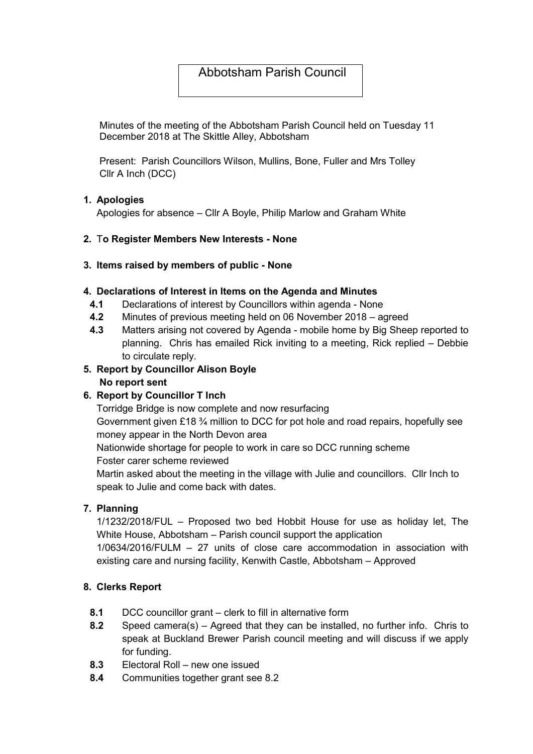# Abbotsham Parish Council

Minutes of the meeting of the Abbotsham Parish Council held on Tuesday 11 December 2018 at The Skittle Alley, Abbotsham

Present: Parish Councillors Wilson, Mullins, Bone, Fuller and Mrs Tolley
Cllr A Inch (DCC)

1. **Apologies**

   Apologies for absence – Cllr A Boyle, Philip Marlow and Graham White

2. **To Register Members New Interests - None**

3. **Items raised by members of public - None**

4. **Declarations of Interest in Items on the Agenda and Minutes**
   - **4.1** Declarations of interest by Councillors within agenda - None
   - **4.2** Minutes of previous meeting held on 06 November 2018 – agreed
   - **4.3** Matters arising not covered by Agenda - mobile home by Big Sheep reported to planning. Chris has emailed Rick inviting to a meeting, Rick replied – Debbie to circulate reply.

5. **Report by Councillor Alison Boyle**

   **No report sent**

6. **Report by Councillor T Inch**

   Torridge Bridge is now complete and now resurfacing
   Government given £18 ¾ million to DCC for pot hole and road repairs, hopefully see money appear in the North Devon area
   Nationwide shortage for people to work in care so DCC running scheme
   Foster carer scheme reviewed
   Martin asked about the meeting in the village with Julie and councillors. Cllr Inch to speak to Julie and come back with dates.

7. **Planning**

   1/1232/2018/FUL – Proposed two bed Hobbit House for use as holiday let, The White House, Abbotsham – Parish council support the application
   1/0634/2016/FULM – 27 units of close care accommodation in association with existing care and nursing facility, Kenwith Castle, Abbotsham – Approved

8. **Clerks Report**
   - **8.1** DCC councillor grant – clerk to fill in alternative form
   - **8.2** Speed camera(s) – Agreed that they can be installed, no further info. Chris to speak at Buckland Brewer Parish council meeting and will discuss if we apply for funding.
   - **8.3** Electoral Roll – new one issued
   - **8.4** Communities together grant see 8.2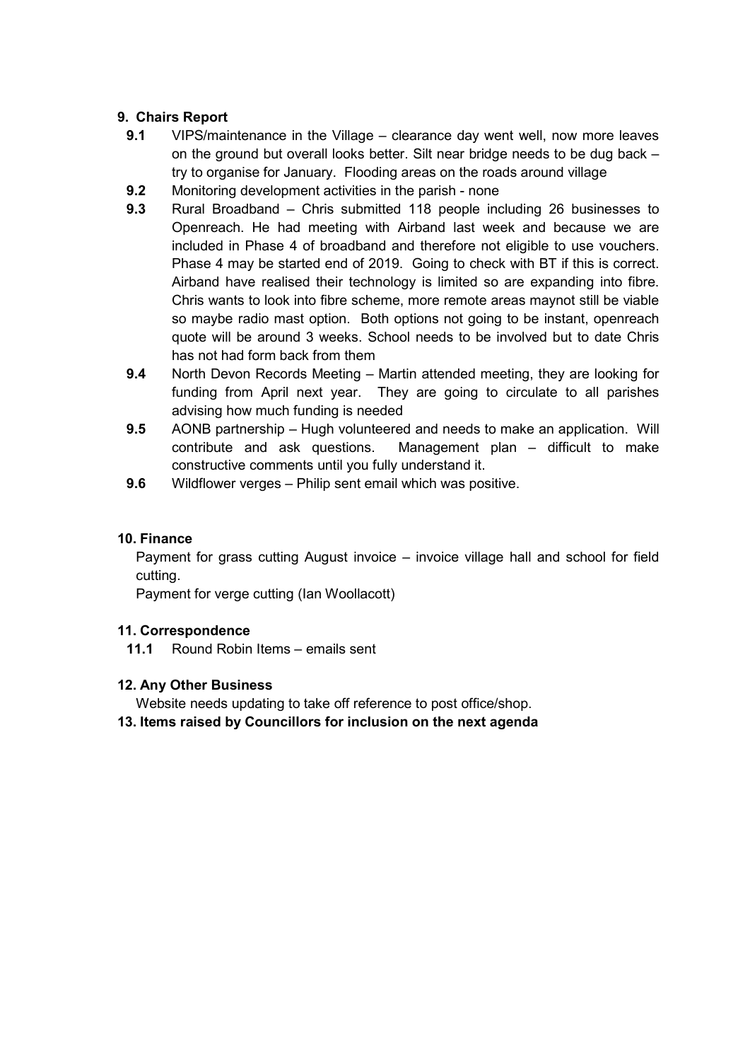## 9. Chairs Report

- **9.1** VIPS/maintenance in the Village – clearance day went well, now more leaves on the ground but overall looks better. Silt near bridge needs to be dug back – try to organise for January. Flooding areas on the roads around village
- **9.2** Monitoring development activities in the parish - none
- **9.3** Rural Broadband – Chris submitted 118 people including 26 businesses to Openreach. He had meeting with Airband last week and because we are included in Phase 4 of broadband and therefore not eligible to use vouchers. Phase 4 may be started end of 2019. Going to check with BT if this is correct. Airband have realised their technology is limited so are expanding into fibre. Chris wants to look into fibre scheme, more remote areas maynot still be viable so maybe radio mast option. Both options not going to be instant, openreach quote will be around 3 weeks. School needs to be involved but to date Chris has not had form back from them
- **9.4** North Devon Records Meeting – Martin attended meeting, they are looking for funding from April next year. They are going to circulate to all parishes advising how much funding is needed
- **9.5** AONB partnership – Hugh volunteered and needs to make an application. Will contribute and ask questions. Management plan – difficult to make constructive comments until you fully understand it.
- **9.6** Wildflower verges – Philip sent email which was positive.

## 10. Finance

Payment for grass cutting August invoice – invoice village hall and school for field cutting.

Payment for verge cutting (Ian Woollacott)

## 11. Correspondence

- **11.1** Round Robin Items – emails sent

## 12. Any Other Business

Website needs updating to take off reference to post office/shop.

## 13. Items raised by Councillors for inclusion on the next agenda